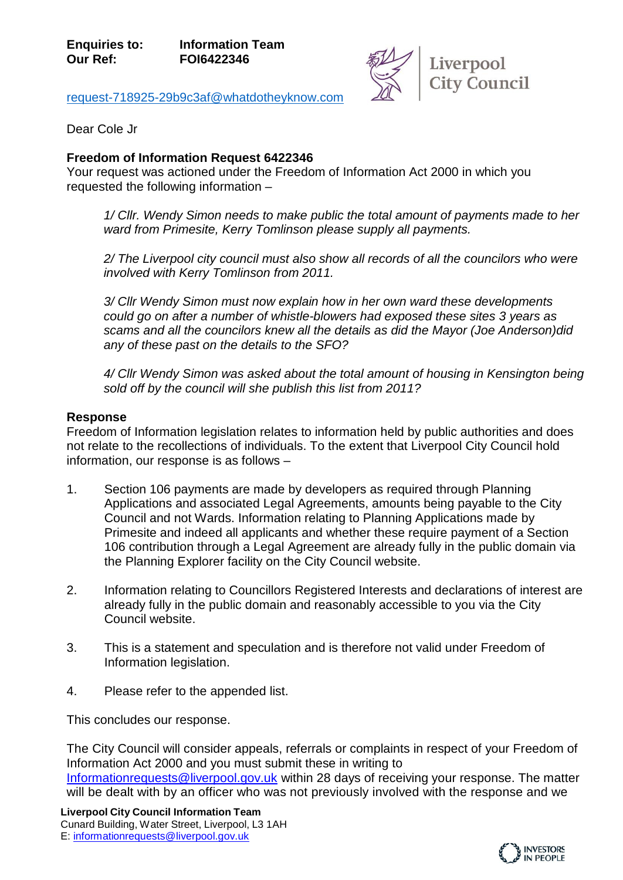**Enquiries to:** **Information Team**
**Our Ref:** **FOI6422346**

request-718925-29b9c3af@whatdotheyknow.com

Liverpool City Council

Dear Cole Jr

**Freedom of Information Request 6422346**

Your request was actioned under the Freedom of Information Act 2000 in which you requested the following information –

> *1/ Cllr. Wendy Simon needs to make public the total amount of payments made to her ward from Primesite, Kerry Tomlinson please supply all payments.*
>
> *2/ The Liverpool city council must also show all records of all the councilors who were involved with Kerry Tomlinson from 2011.*
>
> *3/ Cllr Wendy Simon must now explain how in her own ward these developments could go on after a number of whistle-blowers had exposed these sites 3 years as scams and all the councilors knew all the details as did the Mayor (Joe Anderson)did any of these past on the details to the SFO?*
>
> *4/ Cllr Wendy Simon was asked about the total amount of housing in Kensington being sold off by the council will she publish this list from 2011?*

**Response**

Freedom of Information legislation relates to information held by public authorities and does not relate to the recollections of individuals. To the extent that Liverpool City Council hold information, our response is as follows –

1. Section 106 payments are made by developers as required through Planning Applications and associated Legal Agreements, amounts being payable to the City Council and not Wards. Information relating to Planning Applications made by Primesite and indeed all applicants and whether these require payment of a Section 106 contribution through a Legal Agreement are already fully in the public domain via the Planning Explorer facility on the City Council website.

2. Information relating to Councillors Registered Interests and declarations of interest are already fully in the public domain and reasonably accessible to you via the City Council website.

3. This is a statement and speculation and is therefore not valid under Freedom of Information legislation.

4. Please refer to the appended list.

This concludes our response.

The City Council will consider appeals, referrals or complaints in respect of your Freedom of Information Act 2000 and you must submit these in writing to Informationrequests@liverpool.gov.uk within 28 days of receiving your response. The matter will be dealt with by an officer who was not previously involved with the response and we

**Liverpool City Council Information Team**
Cunard Building, Water Street, Liverpool, L3 1AH
E: informationrequests@liverpool.gov.uk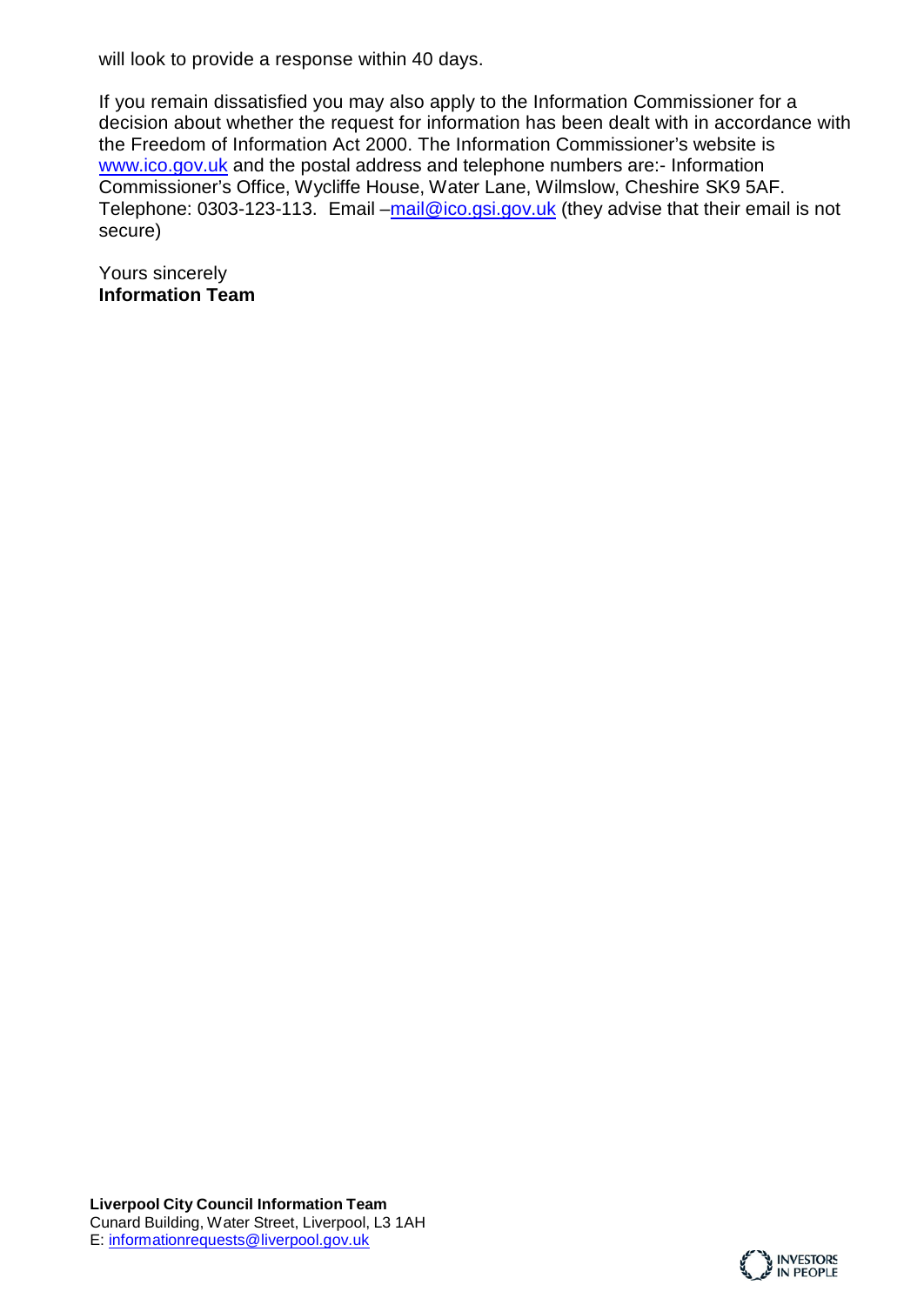will look to provide a response within 40 days.

If you remain dissatisfied you may also apply to the Information Commissioner for a decision about whether the request for information has been dealt with in accordance with the Freedom of Information Act 2000. The Information Commissioner's website is www.ico.gov.uk and the postal address and telephone numbers are:- Information Commissioner's Office, Wycliffe House, Water Lane, Wilmslow, Cheshire SK9 5AF. Telephone: 0303-123-113. Email –mail@ico.gsi.gov.uk (they advise that their email is not secure)

Yours sincerely
**Information Team**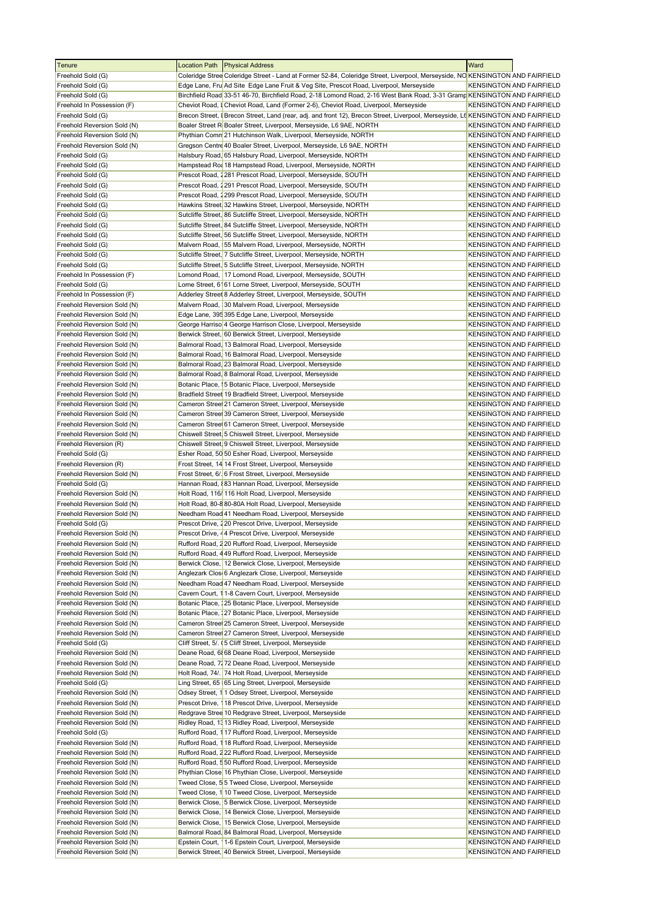| Tenure | Location Path | Physical Address | Ward |
|---|---|---|---|
| Freehold Sold (G) | Coleridge Stree | Coleridge Street - Land at Former 52-84, Coleridge Street, Liverpool, Merseyside, NO | KENSINGTON AND FAIRFIELD |
| Freehold Sold (G) | Edge Lane, Fru | Ad Site Edge Lane Fruit & Veg Site, Prescot Road, Liverpool, Merseyside | KENSINGTON AND FAIRFIELD |
| Freehold Sold (G) | Birchfield Road | 33-51 46-70, Birchfield Road, 2-18 Lomond Road, 2-16 West Bank Road, 3-31 Gramp | KENSINGTON AND FAIRFIELD |
| Freehold In Possession (F) | Cheviot Road, L | Cheviot Road, Land (Former 2-6), Cheviot Road, Liverpool, Merseyside | KENSINGTON AND FAIRFIELD |
| Freehold Sold (G) | Brecon Street, L | Brecon Street, Land (rear, adj. and front 12), Brecon Street, Liverpool, Merseyside, L6 | KENSINGTON AND FAIRFIELD |
| Freehold Reversion Sold (N) | Boaler Street R | Boaler Street, Liverpool, Merseyside, L6 9AE, NORTH | KENSINGTON AND FAIRFIELD |
| Freehold Reversion Sold (N) | Phythian Comm | 21 Hutchinson Walk, Liverpool, Merseyside, NORTH | KENSINGTON AND FAIRFIELD |
| Freehold Reversion Sold (N) | Gregson Centre | 40 Boaler Street, Liverpool, Merseyside, L6 9AE, NORTH | KENSINGTON AND FAIRFIELD |
| Freehold Sold (G) | Halsbury Road, | 65 Halsbury Road, Liverpool, Merseyside, NORTH | KENSINGTON AND FAIRFIELD |
| Freehold Sold (G) | Hampstead Roa | 18 Hampstead Road, Liverpool, Merseyside, NORTH | KENSINGTON AND FAIRFIELD |
| Freehold Sold (G) | Prescot Road, 2 | 281 Prescot Road, Liverpool, Merseyside, SOUTH | KENSINGTON AND FAIRFIELD |
| Freehold Sold (G) | Prescot Road, 2 | 291 Prescot Road, Liverpool, Merseyside, SOUTH | KENSINGTON AND FAIRFIELD |
| Freehold Sold (G) | Prescot Road, 2 | 299 Prescot Road, Liverpool, Merseyside, SOUTH | KENSINGTON AND FAIRFIELD |
| Freehold Sold (G) | Hawkins Street | 32 Hawkins Street, Liverpool, Merseyside, NORTH | KENSINGTON AND FAIRFIELD |
| Freehold Sold (G) | Sutcliffe Street, | 86 Sutcliffe Street, Liverpool, Merseyside, NORTH | KENSINGTON AND FAIRFIELD |
| Freehold Sold (G) | Sutcliffe Street, | 84 Sutcliffe Street, Liverpool, Merseyside, NORTH | KENSINGTON AND FAIRFIELD |
| Freehold Sold (G) | Sutcliffe Street, | 56 Sutcliffe Street, Liverpool, Merseyside, NORTH | KENSINGTON AND FAIRFIELD |
| Freehold Sold (G) | Malvern Road, | 55 Malvern Road, Liverpool, Merseyside, NORTH | KENSINGTON AND FAIRFIELD |
| Freehold Sold (G) | Sutcliffe Street, | 7 Sutcliffe Street, Liverpool, Merseyside, NORTH | KENSINGTON AND FAIRFIELD |
| Freehold Sold (G) | Sutcliffe Street, | 5 Sutcliffe Street, Liverpool, Merseyside, NORTH | KENSINGTON AND FAIRFIELD |
| Freehold In Possession (F) | Lomond Road, | 17 Lomond Road, Liverpool, Merseyside, SOUTH | KENSINGTON AND FAIRFIELD |
| Freehold Sold (G) | Lorne Street, 6 | 61 Lorne Street, Liverpool, Merseyside, SOUTH | KENSINGTON AND FAIRFIELD |
| Freehold In Possession (F) | Adderley Street | 8 Adderley Street, Liverpool, Merseyside, SOUTH | KENSINGTON AND FAIRFIELD |
| Freehold Reversion Sold (N) | Malvern Road, | 30 Malvern Road, Liverpool, Merseyside | KENSINGTON AND FAIRFIELD |
| Freehold Reversion Sold (N) | Edge Lane, 395 | 395 Edge Lane, Liverpool, Merseyside | KENSINGTON AND FAIRFIELD |
| Freehold Reversion Sold (N) | George Harriso | 4 George Harrison Close, Liverpool, Merseyside | KENSINGTON AND FAIRFIELD |
| Freehold Reversion Sold (N) | Berwick Street, | 60 Berwick Street, Liverpool, Merseyside | KENSINGTON AND FAIRFIELD |
| Freehold Reversion Sold (N) | Balmoral Road, | 13 Balmoral Road, Liverpool, Merseyside | KENSINGTON AND FAIRFIELD |
| Freehold Reversion Sold (N) | Balmoral Road, | 16 Balmoral Road, Liverpool, Merseyside | KENSINGTON AND FAIRFIELD |
| Freehold Reversion Sold (N) | Balmoral Road, | 23 Balmoral Road, Liverpool, Merseyside | KENSINGTON AND FAIRFIELD |
| Freehold Reversion Sold (N) | Balmoral Road, | 8 Balmoral Road, Liverpool, Merseyside | KENSINGTON AND FAIRFIELD |
| Freehold Reversion Sold (N) | Botanic Place, | 5 Botanic Place, Liverpool, Merseyside | KENSINGTON AND FAIRFIELD |
| Freehold Reversion Sold (N) | Bradfield Street | 19 Bradfield Street, Liverpool, Merseyside | KENSINGTON AND FAIRFIELD |
| Freehold Reversion Sold (N) | Cameron Street | 21 Cameron Street, Liverpool, Merseyside | KENSINGTON AND FAIRFIELD |
| Freehold Reversion Sold (N) | Cameron Street | 39 Cameron Street, Liverpool, Merseyside | KENSINGTON AND FAIRFIELD |
| Freehold Reversion Sold (N) | Cameron Street | 61 Cameron Street, Liverpool, Merseyside | KENSINGTON AND FAIRFIELD |
| Freehold Reversion Sold (N) | Chiswell Street, | 5 Chiswell Street, Liverpool, Merseyside | KENSINGTON AND FAIRFIELD |
| Freehold Reversion (R) | Chiswell Street, | 9 Chiswell Street, Liverpool, Merseyside | KENSINGTON AND FAIRFIELD |
| Freehold Sold (G) | Esher Road, 50 | 50 Esher Road, Liverpool, Merseyside | KENSINGTON AND FAIRFIELD |
| Freehold Reversion (R) | Frost Street, 14 | 14 Frost Street, Liverpool, Merseyside | KENSINGTON AND FAIRFIELD |
| Freehold Reversion Sold (N) | Frost Street, 6/. | 6 Frost Street, Liverpool, Merseyside | KENSINGTON AND FAIRFIELD |
| Freehold Sold (G) | Hannan Road, 8 | 83 Hannan Road, Liverpool, Merseyside | KENSINGTON AND FAIRFIELD |
| Freehold Reversion Sold (N) | Holt Road, 116/ | 116 Holt Road, Liverpool, Merseyside | KENSINGTON AND FAIRFIELD |
| Freehold Reversion Sold (N) | Holt Road, 80-8 | 80-80A Holt Road, Liverpool, Merseyside | KENSINGTON AND FAIRFIELD |
| Freehold Reversion Sold (N) | Needham Road | 41 Needham Road, Liverpool, Merseyside | KENSINGTON AND FAIRFIELD |
| Freehold Sold (G) | Prescot Drive, 2 | 20 Prescot Drive, Liverpool, Merseyside | KENSINGTON AND FAIRFIELD |
| Freehold Reversion Sold (N) | Prescot Drive, 4 | 4 Prescot Drive, Liverpool, Merseyside | KENSINGTON AND FAIRFIELD |
| Freehold Reversion Sold (N) | Rufford Road, 2 | 20 Rufford Road, Liverpool, Merseyside | KENSINGTON AND FAIRFIELD |
| Freehold Reversion Sold (N) | Rufford Road, 4 | 49 Rufford Road, Liverpool, Merseyside | KENSINGTON AND FAIRFIELD |
| Freehold Reversion Sold (N) | Berwick Close, | 12 Berwick Close, Liverpool, Merseyside | KENSINGTON AND FAIRFIELD |
| Freehold Reversion Sold (N) | Anglezark Clos | 6 Anglezark Close, Liverpool, Merseyside | KENSINGTON AND FAIRFIELD |
| Freehold Reversion Sold (N) | Needham Road | 47 Needham Road, Liverpool, Merseyside | KENSINGTON AND FAIRFIELD |
| Freehold Reversion Sold (N) | Cavern Court, 1 | 1-8 Cavern Court, Liverpool, Merseyside | KENSINGTON AND FAIRFIELD |
| Freehold Reversion Sold (N) | Botanic Place, 2 | 25 Botanic Place, Liverpool, Merseyside | KENSINGTON AND FAIRFIELD |
| Freehold Reversion Sold (N) | Botanic Place, 2 | 27 Botanic Place, Liverpool, Merseyside | KENSINGTON AND FAIRFIELD |
| Freehold Reversion Sold (N) | Cameron Street | 25 Cameron Street, Liverpool, Merseyside | KENSINGTON AND FAIRFIELD |
| Freehold Reversion Sold (N) | Cameron Street | 27 Cameron Street, Liverpool, Merseyside | KENSINGTON AND FAIRFIELD |
| Freehold Sold (G) | Cliff Street, 5/. ( | 5 Cliff Street, Liverpool, Merseyside | KENSINGTON AND FAIRFIELD |
| Freehold Reversion Sold (N) | Deane Road, 6 | 68 Deane Road, Liverpool, Merseyside | KENSINGTON AND FAIRFIELD |
| Freehold Reversion Sold (N) | Deane Road, 7 | 72 Deane Road, Liverpool, Merseyside | KENSINGTON AND FAIRFIELD |
| Freehold Reversion Sold (N) | Holt Road, 74/. | 74 Holt Road, Liverpool, Merseyside | KENSINGTON AND FAIRFIELD |
| Freehold Sold (G) | Ling Street, 65 | 65 Ling Street, Liverpool, Merseyside | KENSINGTON AND FAIRFIELD |
| Freehold Reversion Sold (N) | Odsey Street, 1 | 1 Odsey Street, Liverpool, Merseyside | KENSINGTON AND FAIRFIELD |
| Freehold Reversion Sold (N) | Prescot Drive, 1 | 18 Prescot Drive, Liverpool, Merseyside | KENSINGTON AND FAIRFIELD |
| Freehold Reversion Sold (N) | Redgrave Stree | 10 Redgrave Street, Liverpool, Merseyside | KENSINGTON AND FAIRFIELD |
| Freehold Reversion Sold (N) | Ridley Road, 13 | 13 Ridley Road, Liverpool, Merseyside | KENSINGTON AND FAIRFIELD |
| Freehold Sold (G) | Rufford Road, 1 | 17 Rufford Road, Liverpool, Merseyside | KENSINGTON AND FAIRFIELD |
| Freehold Reversion Sold (N) | Rufford Road, 1 | 18 Rufford Road, Liverpool, Merseyside | KENSINGTON AND FAIRFIELD |
| Freehold Reversion Sold (N) | Rufford Road, 2 | 22 Rufford Road, Liverpool, Merseyside | KENSINGTON AND FAIRFIELD |
| Freehold Reversion Sold (N) | Rufford Road, 5 | 50 Rufford Road, Liverpool, Merseyside | KENSINGTON AND FAIRFIELD |
| Freehold Reversion Sold (N) | Phythian Close | 16 Phythian Close, Liverpool, Merseyside | KENSINGTON AND FAIRFIELD |
| Freehold Reversion Sold (N) | Tweed Close, 5 | 5 Tweed Close, Liverpool, Merseyside | KENSINGTON AND FAIRFIELD |
| Freehold Reversion Sold (N) | Tweed Close, 1 | 10 Tweed Close, Liverpool, Merseyside | KENSINGTON AND FAIRFIELD |
| Freehold Reversion Sold (N) | Berwick Close, | 5 Berwick Close, Liverpool, Merseyside | KENSINGTON AND FAIRFIELD |
| Freehold Reversion Sold (N) | Berwick Close, | 14 Berwick Close, Liverpool, Merseyside | KENSINGTON AND FAIRFIELD |
| Freehold Reversion Sold (N) | Berwick Close, | 15 Berwick Close, Liverpool, Merseyside | KENSINGTON AND FAIRFIELD |
| Freehold Reversion Sold (N) | Balmoral Road, | 84 Balmoral Road, Liverpool, Merseyside | KENSINGTON AND FAIRFIELD |
| Freehold Reversion Sold (N) | Epstein Court, | 1-6 Epstein Court, Liverpool, Merseyside | KENSINGTON AND FAIRFIELD |
| Freehold Reversion Sold (N) | Berwick Street, | 40 Berwick Street, Liverpool, Merseyside | KENSINGTON AND FAIRFIELD |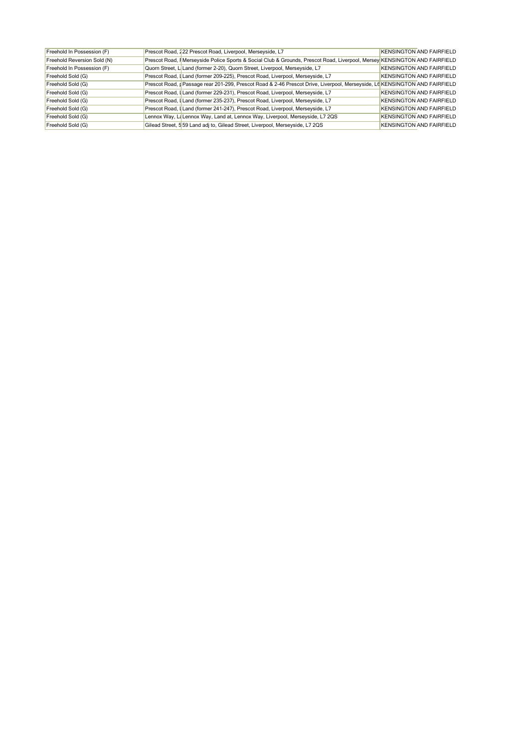| | | | |
|---|---|---|---|
| Freehold In Possession (F) | Prescot Road, 2 | 22 Prescot Road, Liverpool, Merseyside, L7 | KENSINGTON AND FAIRFIELD |
| Freehold Reversion Sold (N) | Prescot Road, I | Merseyside Police Sports & Social Club & Grounds, Prescot Road, Liverpool, Mersey | KENSINGTON AND FAIRFIELD |
| Freehold In Possession (F) | Quorn Street, L | Land (former 2-20), Quorn Street, Liverpool, Merseyside, L7 | KENSINGTON AND FAIRFIELD |
| Freehold Sold (G) | Prescot Road, l | Land (former 209-225), Prescot Road, Liverpool, Merseyside, L7 | KENSINGTON AND FAIRFIELD |
| Freehold Sold (G) | Prescot Road, p | Passage rear 201-299, Prescot Road & 2-46 Prescot Drive, Liverpool, Merseyside, L6 | KENSINGTON AND FAIRFIELD |
| Freehold Sold (G) | Prescot Road, l | Land (former 229-231), Prescot Road, Liverpool, Merseyside, L7 | KENSINGTON AND FAIRFIELD |
| Freehold Sold (G) | Prescot Road, l | Land (former 235-237), Prescot Road, Liverpool, Merseyside, L7 | KENSINGTON AND FAIRFIELD |
| Freehold Sold (G) | Prescot Road, l | Land (former 241-247), Prescot Road, Liverpool, Merseyside, L7 | KENSINGTON AND FAIRFIELD |
| Freehold Sold (G) | Lennox Way, La | Lennox Way, Land at, Lennox Way, Liverpool, Merseyside, L7 2QS | KENSINGTON AND FAIRFIELD |
| Freehold Sold (G) | Gilead Street, 5 | 59 Land adj to, Gilead Street, Liverpool, Merseyside, L7 2QS | KENSINGTON AND FAIRFIELD |